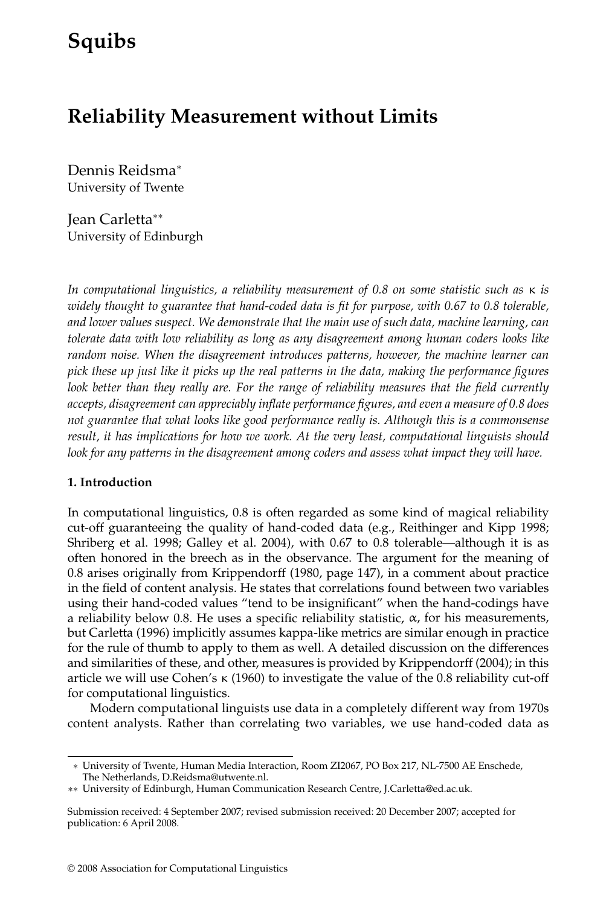# Squibs

## Reliability Measurement without Limits

Dennis Reidsma[*]
University of Twente

Jean Carletta[**]
University of Edinburgh

*In computational linguistics, a reliability measurement of 0.8 on some statistic such as $\kappa$ is widely thought to guarantee that hand-coded data is fit for purpose, with 0.67 to 0.8 tolerable, and lower values suspect. We demonstrate that the main use of such data, machine learning, can tolerate data with low reliability as long as any disagreement among human coders looks like random noise. When the disagreement introduces patterns, however, the machine learner can pick these up just like it picks up the real patterns in the data, making the performance figures look better than they really are. For the range of reliability measures that the field currently accepts, disagreement can appreciably inflate performance figures, and even a measure of 0.8 does not guarantee that what looks like good performance really is. Although this is a commonsense result, it has implications for how we work. At the very least, computational linguists should look for any patterns in the disagreement among coders and assess what impact they will have.*

### 1. Introduction

In computational linguistics, 0.8 is often regarded as some kind of magical reliability cut-off guaranteeing the quality of hand-coded data (e.g., Reithinger and Kipp 1998; Shriberg et al. 1998; Galley et al. 2004), with 0.67 to 0.8 tolerable—although it is as often honored in the breech as in the observance. The argument for the meaning of 0.8 arises originally from Krippendorff (1980, page 147), in a comment about practice in the field of content analysis. He states that correlations found between two variables using their hand-coded values "tend to be insignificant" when the hand-codings have a reliability below 0.8. He uses a specific reliability statistic, $\alpha$, for his measurements, but Carletta (1996) implicitly assumes kappa-like metrics are similar enough in practice for the rule of thumb to apply to them as well. A detailed discussion on the differences and similarities of these, and other, measures is provided by Krippendorff (2004); in this article we will use Cohen's $\kappa$ (1960) to investigate the value of the 0.8 reliability cut-off for computational linguistics.

Modern computational linguists use data in a completely different way from 1970s content analysts. Rather than correlating two variables, we use hand-coded data as

---

[*] University of Twente, Human Media Interaction, Room ZI2067, PO Box 217, NL-7500 AE Enschede, The Netherlands, D.Reidsma@utwente.nl.

[**] University of Edinburgh, Human Communication Research Centre, J.Carletta@ed.ac.uk.

Submission received: 4 September 2007; revised submission received: 20 December 2007; accepted for publication: 6 April 2008.

© 2008 Association for Computational Linguistics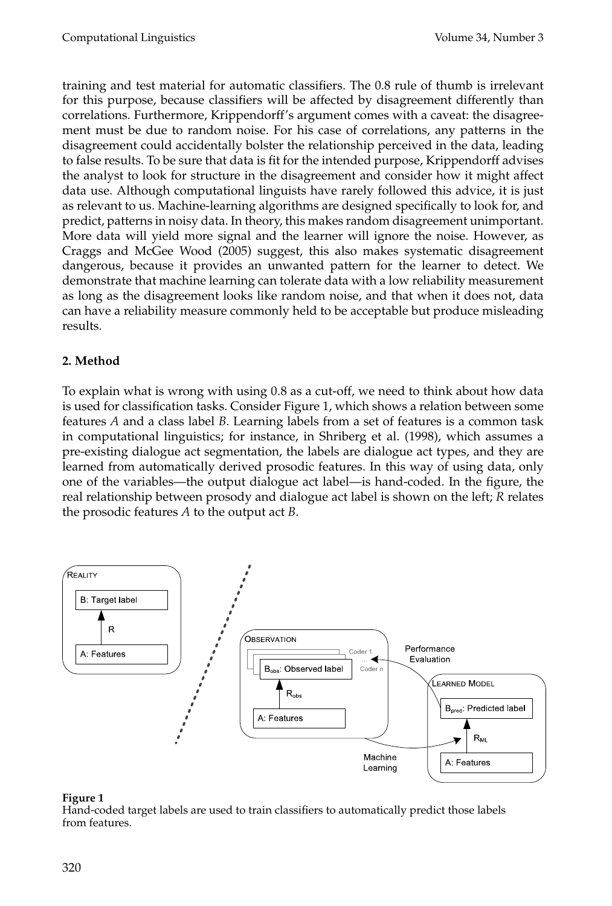training and test material for automatic classifiers. The 0.8 rule of thumb is irrelevant for this purpose, because classifiers will be affected by disagreement differently than correlations. Furthermore, Krippendorff's argument comes with a caveat: the disagreement must be due to random noise. For his case of correlations, any patterns in the disagreement could accidentally bolster the relationship perceived in the data, leading to false results. To be sure that data is fit for the intended purpose, Krippendorff advises the analyst to look for structure in the disagreement and consider how it might affect data use. Although computational linguists have rarely followed this advice, it is just as relevant to us. Machine-learning algorithms are designed specifically to look for, and predict, patterns in noisy data. In theory, this makes random disagreement unimportant. More data will yield more signal and the learner will ignore the noise. However, as Craggs and McGee Wood (2005) suggest, this also makes systematic disagreement dangerous, because it provides an unwanted pattern for the learner to detect. We demonstrate that machine learning can tolerate data with a low reliability measurement as long as the disagreement looks like random noise, and that when it does not, data can have a reliability measure commonly held to be acceptable but produce misleading results.

## 2. Method

To explain what is wrong with using 0.8 as a cut-off, we need to think about how data is used for classification tasks. Consider Figure 1, which shows a relation between some features *A* and a class label *B*. Learning labels from a set of features is a common task in computational linguistics; for instance, in Shriberg et al. (1998), which assumes a pre-existing dialogue act segmentation, the labels are dialogue act types, and they are learned from automatically derived prosodic features. In this way of using data, only one of the variables—the output dialogue act label—is hand-coded. In the figure, the real relationship between prosody and dialogue act label is shown on the left; *R* relates the prosodic features *A* to the output act *B*.

**Figure 1**
Hand-coded target labels are used to train classifiers to automatically predict those labels from features.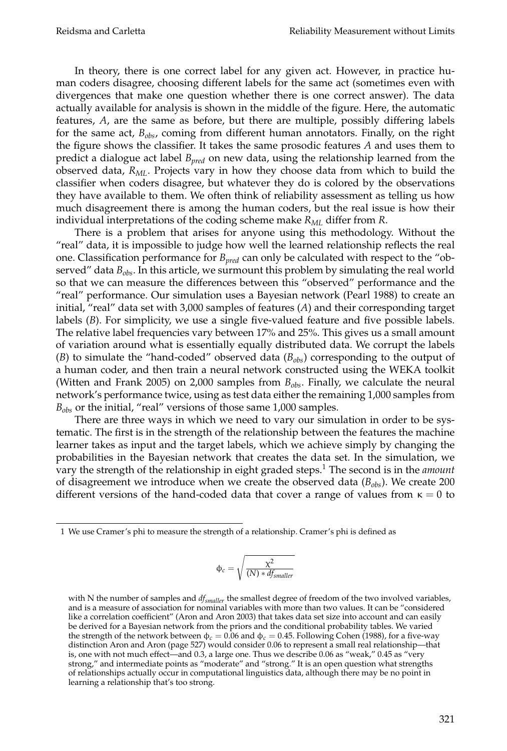In theory, there is one correct label for any given act. However, in practice human coders disagree, choosing different labels for the same act (sometimes even with divergences that make one question whether there is one correct answer). The data actually available for analysis is shown in the middle of the figure. Here, the automatic features, $A$, are the same as before, but there are multiple, possibly differing labels for the same act, $B_{obs}$, coming from different human annotators. Finally, on the right the figure shows the classifier. It takes the same prosodic features $A$ and uses them to predict a dialogue act label $B_{pred}$ on new data, using the relationship learned from the observed data, $R_{ML}$. Projects vary in how they choose data from which to build the classifier when coders disagree, but whatever they do is colored by the observations they have available to them. We often think of reliability assessment as telling us how much disagreement there is among the human coders, but the real issue is how their individual interpretations of the coding scheme make $R_{ML}$ differ from $R$.

There is a problem that arises for anyone using this methodology. Without the "real" data, it is impossible to judge how well the learned relationship reflects the real one. Classification performance for $B_{pred}$ can only be calculated with respect to the "observed" data $B_{obs}$. In this article, we surmount this problem by simulating the real world so that we can measure the differences between this "observed" performance and the "real" performance. Our simulation uses a Bayesian network (Pearl 1988) to create an initial, "real" data set with 3,000 samples of features ($A$) and their corresponding target labels ($B$). For simplicity, we use a single five-valued feature and five possible labels. The relative label frequencies vary between 17% and 25%. This gives us a small amount of variation around what is essentially equally distributed data. We corrupt the labels ($B$) to simulate the "hand-coded" observed data ($B_{obs}$) corresponding to the output of a human coder, and then train a neural network constructed using the WEKA toolkit (Witten and Frank 2005) on 2,000 samples from $B_{obs}$. Finally, we calculate the neural network's performance twice, using as test data either the remaining 1,000 samples from $B_{obs}$ or the initial, "real" versions of those same 1,000 samples.

There are three ways in which we need to vary our simulation in order to be systematic. The first is in the strength of the relationship between the features the machine learner takes as input and the target labels, which we achieve simply by changing the probabilities in the Bayesian network that creates the data set. In the simulation, we vary the strength of the relationship in eight graded steps.[1] The second is in the *amount* of disagreement we introduce when we create the observed data ($B_{obs}$). We create 200 different versions of the hand-coded data that cover a range of values from $\kappa = 0$ to

---

[1] We use Cramer's phi to measure the strength of a relationship. Cramer's phi is defined as

$$\phi_c = \sqrt{\frac{\chi^2}{(N) * df_{smaller}}}$$

with N the number of samples and $df_{smaller}$ the smallest degree of freedom of the two involved variables, and is a measure of association for nominal variables with more than two values. It can be "considered like a correlation coefficient" (Aron and Aron 2003) that takes data set size into account and can easily be derived for a Bayesian network from the priors and the conditional probability tables. We varied the strength of the network between $\phi_c = 0.06$ and $\phi_c = 0.45$. Following Cohen (1988), for a five-way distinction Aron and Aron (page 527) would consider 0.06 to represent a small real relationship—that is, one with not much effect—and 0.3, a large one. Thus we describe 0.06 as "weak," 0.45 as "very strong," and intermediate points as "moderate" and "strong." It is an open question what strengths of relationships actually occur in computational linguistics data, although there may be no point in learning a relationship that's too strong.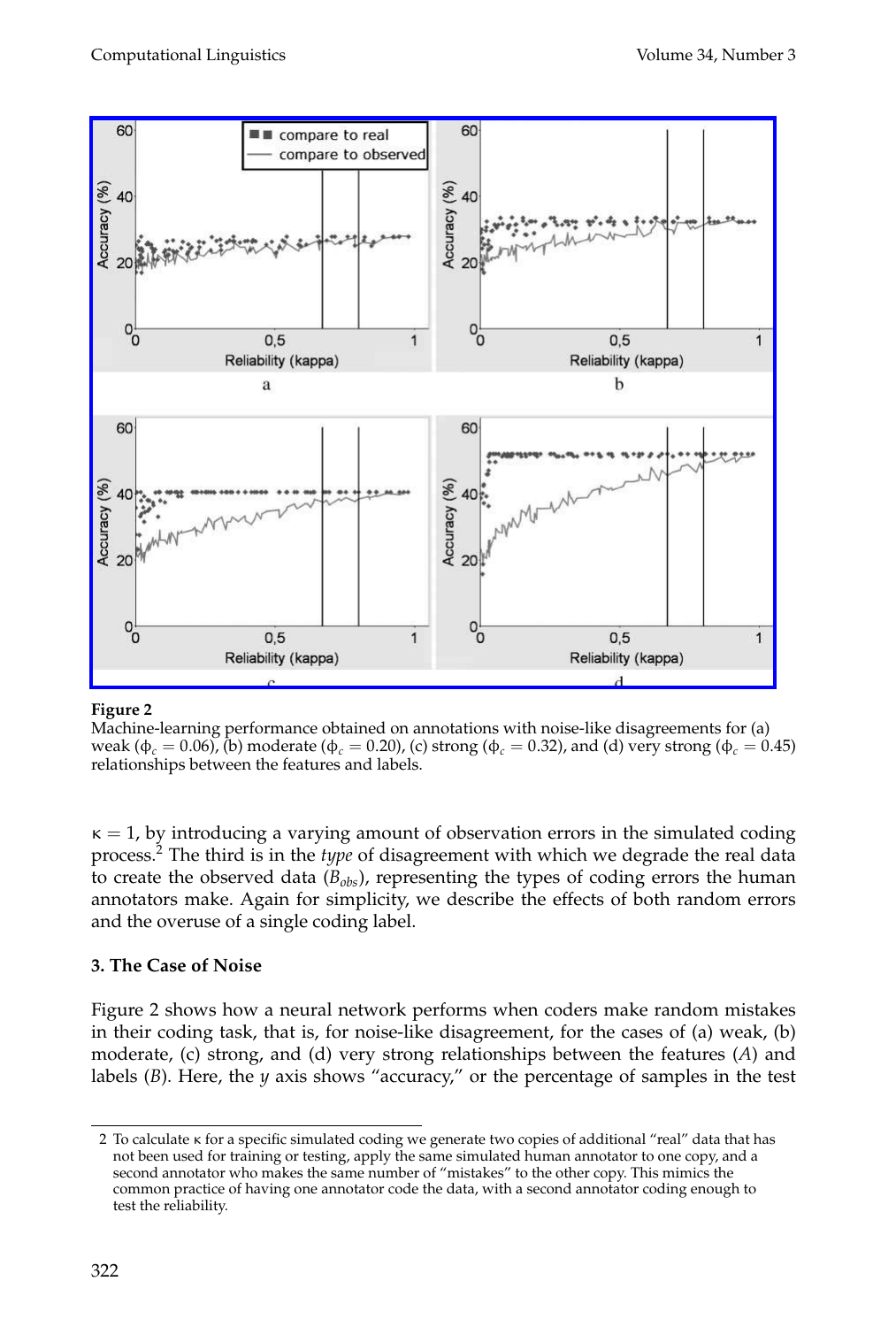Figure 2
Machine-learning performance obtained on annotations with noise-like disagreements for (a) weak ($\phi_c = 0.06$), (b) moderate ($\phi_c = 0.20$), (c) strong ($\phi_c = 0.32$), and (d) very strong ($\phi_c = 0.45$) relationships between the features and labels.

$\kappa = 1$, by introducing a varying amount of observation errors in the simulated coding process.[2] The third is in the *type* of disagreement with which we degrade the real data to create the observed data ($B_{obs}$), representing the types of coding errors the human annotators make. Again for simplicity, we describe the effects of both random errors and the overuse of a single coding label.

## 3. The Case of Noise

Figure 2 shows how a neural network performs when coders make random mistakes in their coding task, that is, for noise-like disagreement, for the cases of (a) weak, (b) moderate, (c) strong, and (d) very strong relationships between the features ($A$) and labels ($B$). Here, the $y$ axis shows "accuracy," or the percentage of samples in the test

2 To calculate $\kappa$ for a specific simulated coding we generate two copies of additional "real" data that has not been used for training or testing, apply the same simulated human annotator to one copy, and a second annotator who makes the same number of "mistakes" to the other copy. This mimics the common practice of having one annotator code the data, with a second annotator coding enough to test the reliability.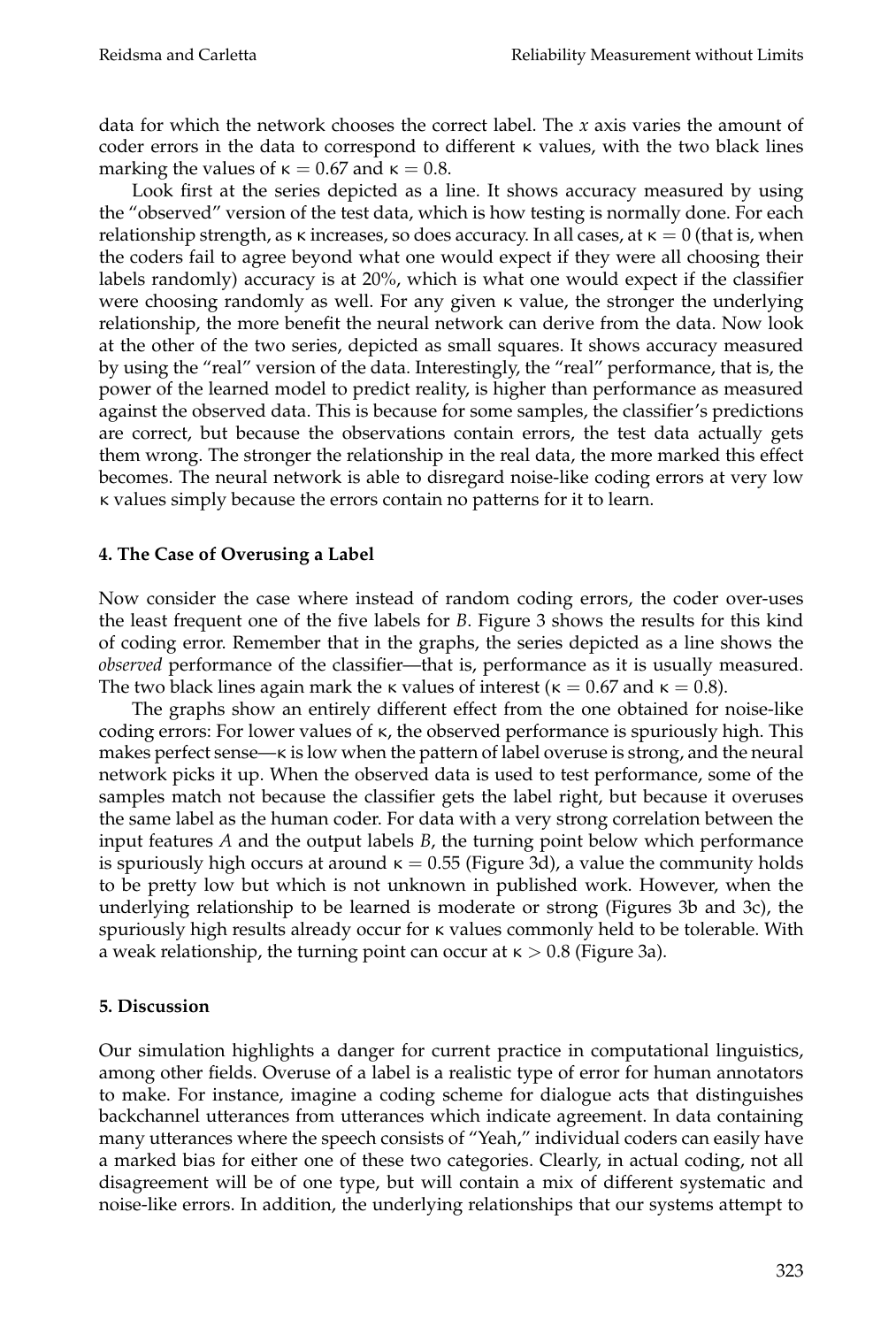data for which the network chooses the correct label. The $x$ axis varies the amount of coder errors in the data to correspond to different $\kappa$ values, with the two black lines marking the values of $\kappa = 0.67$ and $\kappa = 0.8$.

Look first at the series depicted as a line. It shows accuracy measured by using the "observed" version of the test data, which is how testing is normally done. For each relationship strength, as $\kappa$ increases, so does accuracy. In all cases, at $\kappa = 0$ (that is, when the coders fail to agree beyond what one would expect if they were all choosing their labels randomly) accuracy is at 20%, which is what one would expect if the classifier were choosing randomly as well. For any given $\kappa$ value, the stronger the underlying relationship, the more benefit the neural network can derive from the data. Now look at the other of the two series, depicted as small squares. It shows accuracy measured by using the "real" version of the data. Interestingly, the "real" performance, that is, the power of the learned model to predict reality, is higher than performance as measured against the observed data. This is because for some samples, the classifier's predictions are correct, but because the observations contain errors, the test data actually gets them wrong. The stronger the relationship in the real data, the more marked this effect becomes. The neural network is able to disregard noise-like coding errors at very low $\kappa$ values simply because the errors contain no patterns for it to learn.

## 4. The Case of Overusing a Label

Now consider the case where instead of random coding errors, the coder over-uses the least frequent one of the five labels for $B$. Figure 3 shows the results for this kind of coding error. Remember that in the graphs, the series depicted as a line shows the *observed* performance of the classifier—that is, performance as it is usually measured. The two black lines again mark the $\kappa$ values of interest ($\kappa = 0.67$ and $\kappa = 0.8$).

The graphs show an entirely different effect from the one obtained for noise-like coding errors: For lower values of $\kappa$, the observed performance is spuriously high. This makes perfect sense—$\kappa$ is low when the pattern of label overuse is strong, and the neural network picks it up. When the observed data is used to test performance, some of the samples match not because the classifier gets the label right, but because it overuses the same label as the human coder. For data with a very strong correlation between the input features $A$ and the output labels $B$, the turning point below which performance is spuriously high occurs at around $\kappa = 0.55$ (Figure 3d), a value the community holds to be pretty low but which is not unknown in published work. However, when the underlying relationship to be learned is moderate or strong (Figures 3b and 3c), the spuriously high results already occur for $\kappa$ values commonly held to be tolerable. With a weak relationship, the turning point can occur at $\kappa > 0.8$ (Figure 3a).

## 5. Discussion

Our simulation highlights a danger for current practice in computational linguistics, among other fields. Overuse of a label is a realistic type of error for human annotators to make. For instance, imagine a coding scheme for dialogue acts that distinguishes backchannel utterances from utterances which indicate agreement. In data containing many utterances where the speech consists of "Yeah," individual coders can easily have a marked bias for either one of these two categories. Clearly, in actual coding, not all disagreement will be of one type, but will contain a mix of different systematic and noise-like errors. In addition, the underlying relationships that our systems attempt to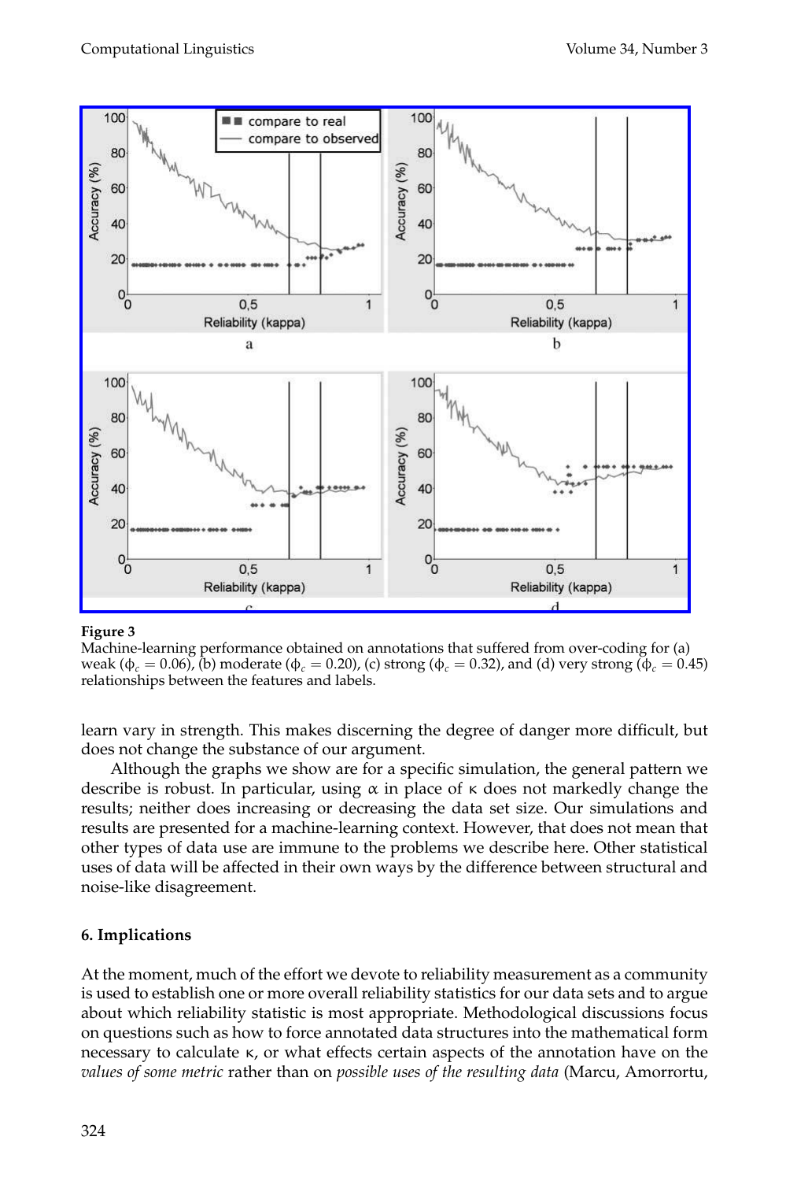**Figure 3**
Machine-learning performance obtained on annotations that suffered from over-coding for (a) weak ($\phi_c = 0.06$), (b) moderate ($\phi_c = 0.20$), (c) strong ($\phi_c = 0.32$), and (d) very strong ($\phi_c = 0.45$) relationships between the features and labels.

learn vary in strength. This makes discerning the degree of danger more difficult, but does not change the substance of our argument.

Although the graphs we show are for a specific simulation, the general pattern we describe is robust. In particular, using $\alpha$ in place of $\kappa$ does not markedly change the results; neither does increasing or decreasing the data set size. Our simulations and results are presented for a machine-learning context. However, that does not mean that other types of data use are immune to the problems we describe here. Other statistical uses of data will be affected in their own ways by the difference between structural and noise-like disagreement.

## 6. Implications

At the moment, much of the effort we devote to reliability measurement as a community is used to establish one or more overall reliability statistics for our data sets and to argue about which reliability statistic is most appropriate. Methodological discussions focus on questions such as how to force annotated data structures into the mathematical form necessary to calculate $\kappa$, or what effects certain aspects of the annotation have on the *values of some metric* rather than on *possible uses of the resulting data* (Marcu, Amorrortu,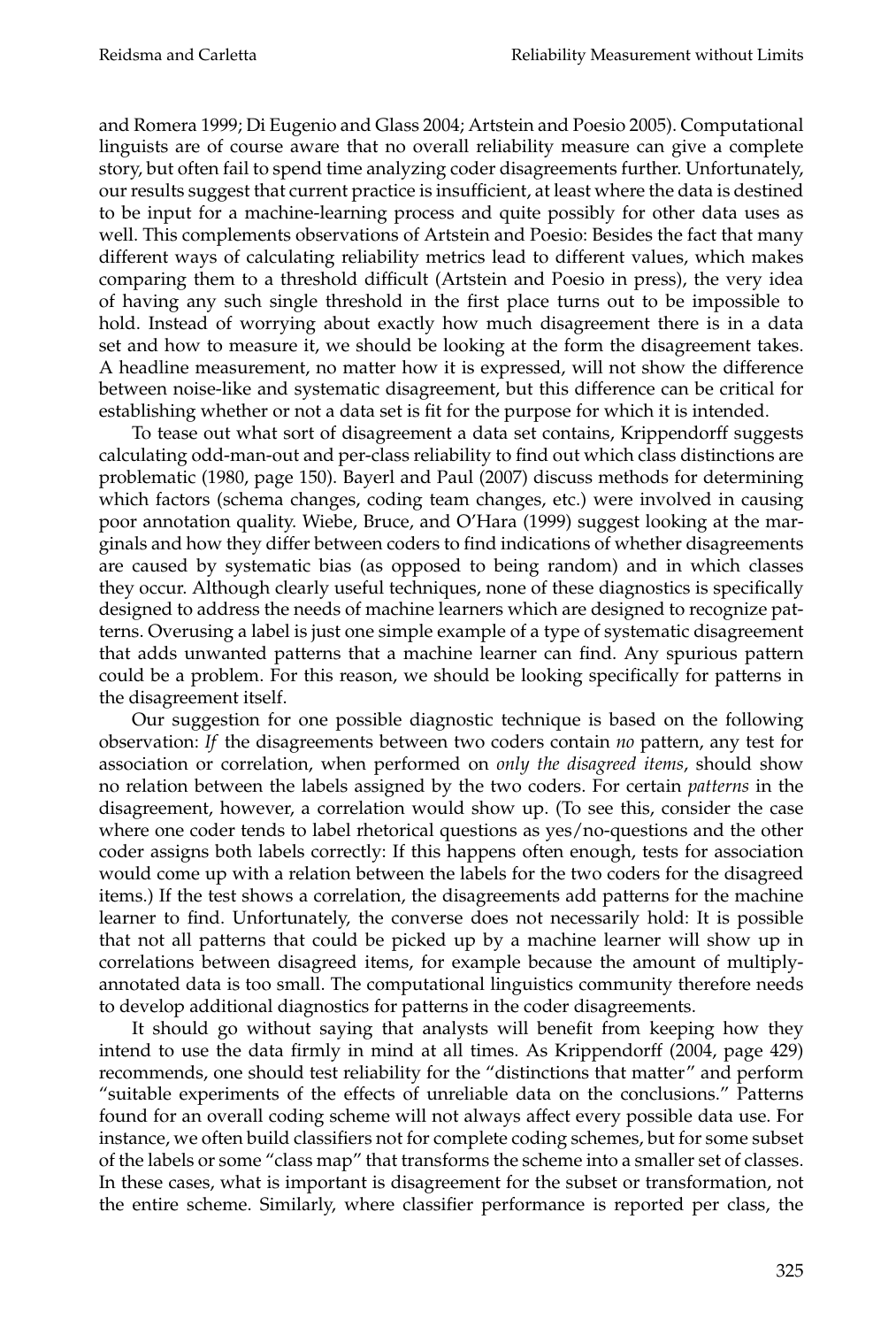and Romera 1999; Di Eugenio and Glass 2004; Artstein and Poesio 2005). Computational linguists are of course aware that no overall reliability measure can give a complete story, but often fail to spend time analyzing coder disagreements further. Unfortunately, our results suggest that current practice is insufficient, at least where the data is destined to be input for a machine-learning process and quite possibly for other data uses as well. This complements observations of Artstein and Poesio: Besides the fact that many different ways of calculating reliability metrics lead to different values, which makes comparing them to a threshold difficult (Artstein and Poesio in press), the very idea of having any such single threshold in the first place turns out to be impossible to hold. Instead of worrying about exactly how much disagreement there is in a data set and how to measure it, we should be looking at the form the disagreement takes. A headline measurement, no matter how it is expressed, will not show the difference between noise-like and systematic disagreement, but this difference can be critical for establishing whether or not a data set is fit for the purpose for which it is intended.

To tease out what sort of disagreement a data set contains, Krippendorff suggests calculating odd-man-out and per-class reliability to find out which class distinctions are problematic (1980, page 150). Bayerl and Paul (2007) discuss methods for determining which factors (schema changes, coding team changes, etc.) were involved in causing poor annotation quality. Wiebe, Bruce, and O'Hara (1999) suggest looking at the marginals and how they differ between coders to find indications of whether disagreements are caused by systematic bias (as opposed to being random) and in which classes they occur. Although clearly useful techniques, none of these diagnostics is specifically designed to address the needs of machine learners which are designed to recognize patterns. Overusing a label is just one simple example of a type of systematic disagreement that adds unwanted patterns that a machine learner can find. Any spurious pattern could be a problem. For this reason, we should be looking specifically for patterns in the disagreement itself.

Our suggestion for one possible diagnostic technique is based on the following observation: *If* the disagreements between two coders contain *no* pattern, any test for association or correlation, when performed on *only the disagreed items*, should show no relation between the labels assigned by the two coders. For certain *patterns* in the disagreement, however, a correlation would show up. (To see this, consider the case where one coder tends to label rhetorical questions as yes/no-questions and the other coder assigns both labels correctly: If this happens often enough, tests for association would come up with a relation between the labels for the two coders for the disagreed items.) If the test shows a correlation, the disagreements add patterns for the machine learner to find. Unfortunately, the converse does not necessarily hold: It is possible that not all patterns that could be picked up by a machine learner will show up in correlations between disagreed items, for example because the amount of multiply-annotated data is too small. The computational linguistics community therefore needs to develop additional diagnostics for patterns in the coder disagreements.

It should go without saying that analysts will benefit from keeping how they intend to use the data firmly in mind at all times. As Krippendorff (2004, page 429) recommends, one should test reliability for the "distinctions that matter" and perform "suitable experiments of the effects of unreliable data on the conclusions." Patterns found for an overall coding scheme will not always affect every possible data use. For instance, we often build classifiers not for complete coding schemes, but for some subset of the labels or some "class map" that transforms the scheme into a smaller set of classes. In these cases, what is important is disagreement for the subset or transformation, not the entire scheme. Similarly, where classifier performance is reported per class, the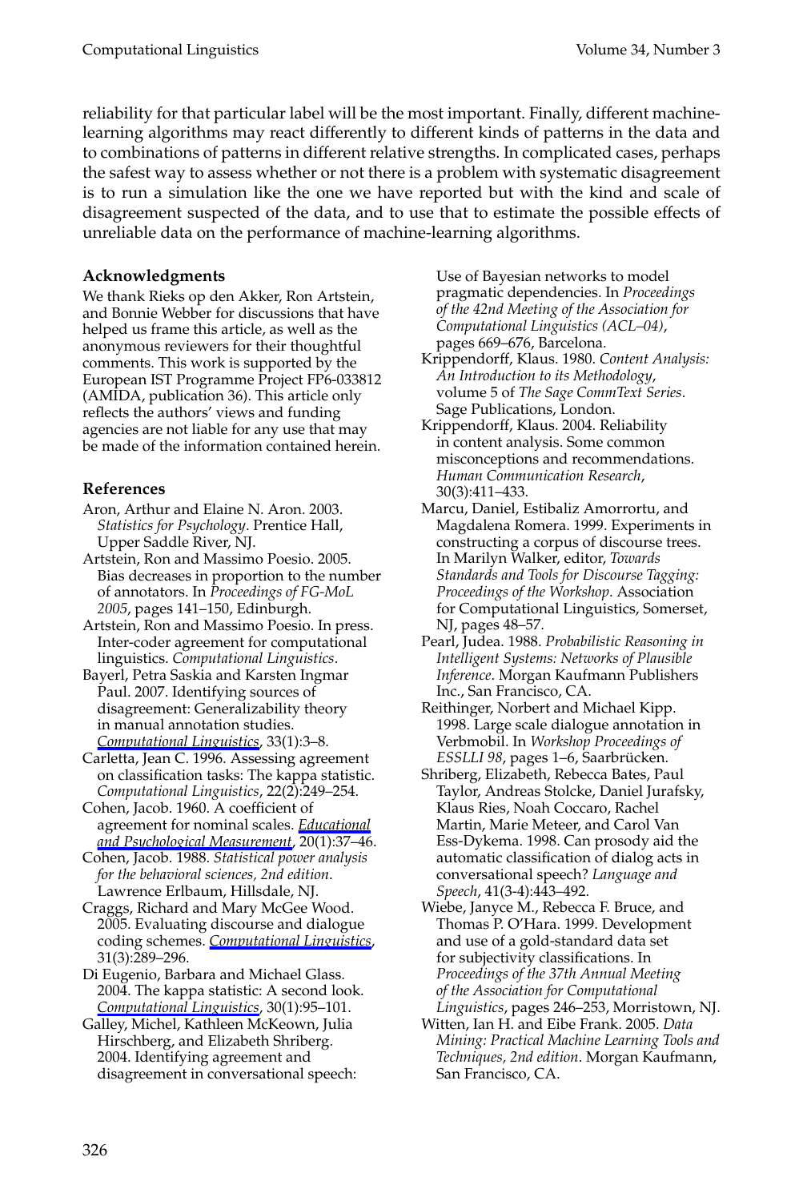reliability for that particular label will be the most important. Finally, different machine-learning algorithms may react differently to different kinds of patterns in the data and to combinations of patterns in different relative strengths. In complicated cases, perhaps the safest way to assess whether or not there is a problem with systematic disagreement is to run a simulation like the one we have reported but with the kind and scale of disagreement suspected of the data, and to use that to estimate the possible effects of unreliable data on the performance of machine-learning algorithms.

## Acknowledgments

We thank Rieks op den Akker, Ron Artstein, and Bonnie Webber for discussions that have helped us frame this article, as well as the anonymous reviewers for their thoughtful comments. This work is supported by the European IST Programme Project FP6-033812 (AMIDA, publication 36). This article only reflects the authors' views and funding agencies are not liable for any use that may be made of the information contained herein.

## References

Aron, Arthur and Elaine N. Aron. 2003. *Statistics for Psychology*. Prentice Hall, Upper Saddle River, NJ.

Artstein, Ron and Massimo Poesio. 2005. Bias decreases in proportion to the number of annotators. In *Proceedings of FG-MoL 2005*, pages 141–150, Edinburgh.

Artstein, Ron and Massimo Poesio. In press. Inter-coder agreement for computational linguistics. *Computational Linguistics*.

Bayerl, Petra Saskia and Karsten Ingmar Paul. 2007. Identifying sources of disagreement: Generalizability theory in manual annotation studies. *Computational Linguistics*, 33(1):3–8.

Carletta, Jean C. 1996. Assessing agreement on classification tasks: The kappa statistic. *Computational Linguistics*, 22(2):249–254.

Cohen, Jacob. 1960. A coefficient of agreement for nominal scales. *Educational and Psychological Measurement*, 20(1):37–46.

Cohen, Jacob. 1988. *Statistical power analysis for the behavioral sciences, 2nd edition*. Lawrence Erlbaum, Hillsdale, NJ.

Craggs, Richard and Mary McGee Wood. 2005. Evaluating discourse and dialogue coding schemes. *Computational Linguistics*, 31(3):289–296.

Di Eugenio, Barbara and Michael Glass. 2004. The kappa statistic: A second look. *Computational Linguistics*, 30(1):95–101.

Galley, Michel, Kathleen McKeown, Julia Hirschberg, and Elizabeth Shriberg. 2004. Identifying agreement and disagreement in conversational speech: Use of Bayesian networks to model pragmatic dependencies. In *Proceedings of the 42nd Meeting of the Association for Computational Linguistics (ACL–04)*, pages 669–676, Barcelona.

Krippendorff, Klaus. 1980. *Content Analysis: An Introduction to its Methodology*, volume 5 of *The Sage CommText Series*. Sage Publications, London.

Krippendorff, Klaus. 2004. Reliability in content analysis. Some common misconceptions and recommendations. *Human Communication Research*, 30(3):411–433.

Marcu, Daniel, Estibaliz Amorrortu, and Magdalena Romera. 1999. Experiments in constructing a corpus of discourse trees. In Marilyn Walker, editor, *Towards Standards and Tools for Discourse Tagging: Proceedings of the Workshop*. Association for Computational Linguistics, Somerset, NJ, pages 48–57.

Pearl, Judea. 1988. *Probabilistic Reasoning in Intelligent Systems: Networks of Plausible Inference*. Morgan Kaufmann Publishers Inc., San Francisco, CA.

Reithinger, Norbert and Michael Kipp. 1998. Large scale dialogue annotation in Verbmobil. In *Workshop Proceedings of ESSLLI 98*, pages 1–6, Saarbrücken.

Shriberg, Elizabeth, Rebecca Bates, Paul Taylor, Andreas Stolcke, Daniel Jurafsky, Klaus Ries, Noah Coccaro, Rachel Martin, Marie Meteer, and Carol Van Ess-Dykema. 1998. Can prosody aid the automatic classification of dialog acts in conversational speech? *Language and Speech*, 41(3-4):443–492.

Wiebe, Janyce M., Rebecca F. Bruce, and Thomas P. O'Hara. 1999. Development and use of a gold-standard data set for subjectivity classifications. In *Proceedings of the 37th Annual Meeting of the Association for Computational Linguistics*, pages 246–253, Morristown, NJ.

Witten, Ian H. and Eibe Frank. 2005. *Data Mining: Practical Machine Learning Tools and Techniques, 2nd edition*. Morgan Kaufmann, San Francisco, CA.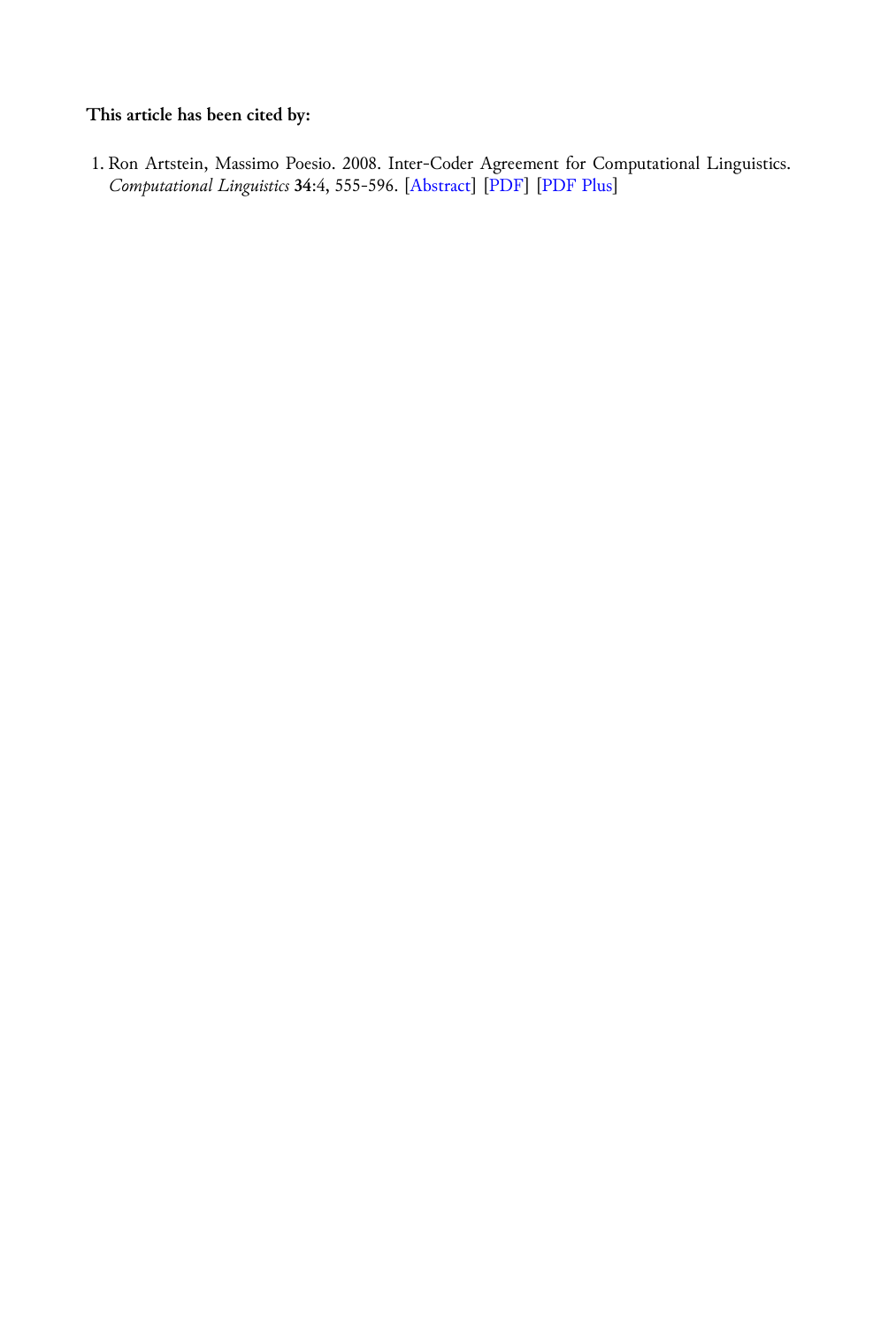**This article has been cited by:**

1. Ron Artstein, Massimo Poesio. 2008. Inter-Coder Agreement for Computational Linguistics. *Computational Linguistics* **34**:4, 555-596. [Abstract] [PDF] [PDF Plus]